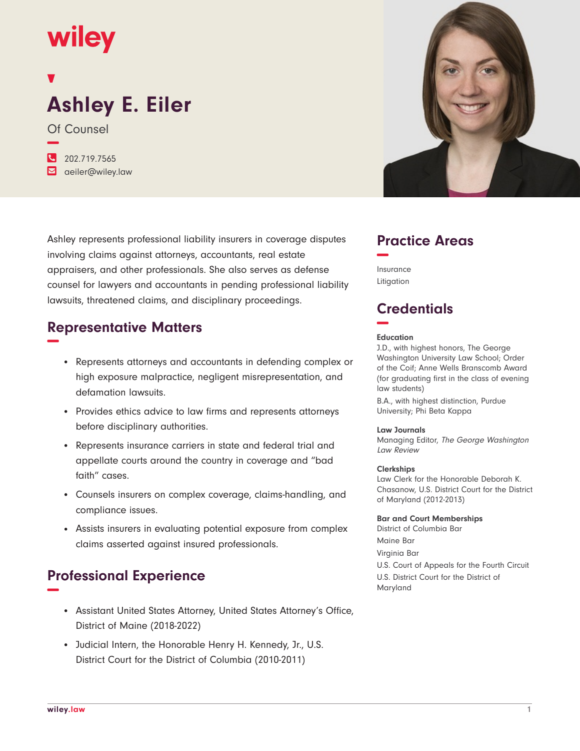wiley

# Ashley E. Eiler

Of Counsel

202.719.7565
aeiler@wiley.law

Ashley represents professional liability insurers in coverage disputes involving claims against attorneys, accountants, real estate appraisers, and other professionals. She also serves as defense counsel for lawyers and accountants in pending professional liability lawsuits, threatened claims, and disciplinary proceedings.

## Representative Matters

- Represents attorneys and accountants in defending complex or high exposure malpractice, negligent misrepresentation, and defamation lawsuits.
- Provides ethics advice to law firms and represents attorneys before disciplinary authorities.
- Represents insurance carriers in state and federal trial and appellate courts around the country in coverage and "bad faith" cases.
- Counsels insurers on complex coverage, claims-handling, and compliance issues.
- Assists insurers in evaluating potential exposure from complex claims asserted against insured professionals.

## Professional Experience

- Assistant United States Attorney, United States Attorney's Office, District of Maine (2018-2022)
- Judicial Intern, the Honorable Henry H. Kennedy, Jr., U.S. District Court for the District of Columbia (2010-2011)

## Practice Areas

Insurance
Litigation

## Credentials

### Education

J.D., with highest honors, The George Washington University Law School; Order of the Coif; Anne Wells Branscomb Award (for graduating first in the class of evening law students)

B.A., with highest distinction, Purdue University; Phi Beta Kappa

### Law Journals

Managing Editor, *The George Washington Law Review*

### Clerkships

Law Clerk for the Honorable Deborah K. Chasanow, U.S. District Court for the District of Maryland (2012-2013)

### Bar and Court Memberships

District of Columbia Bar
Maine Bar
Virginia Bar
U.S. Court of Appeals for the Fourth Circuit
U.S. District Court for the District of Maryland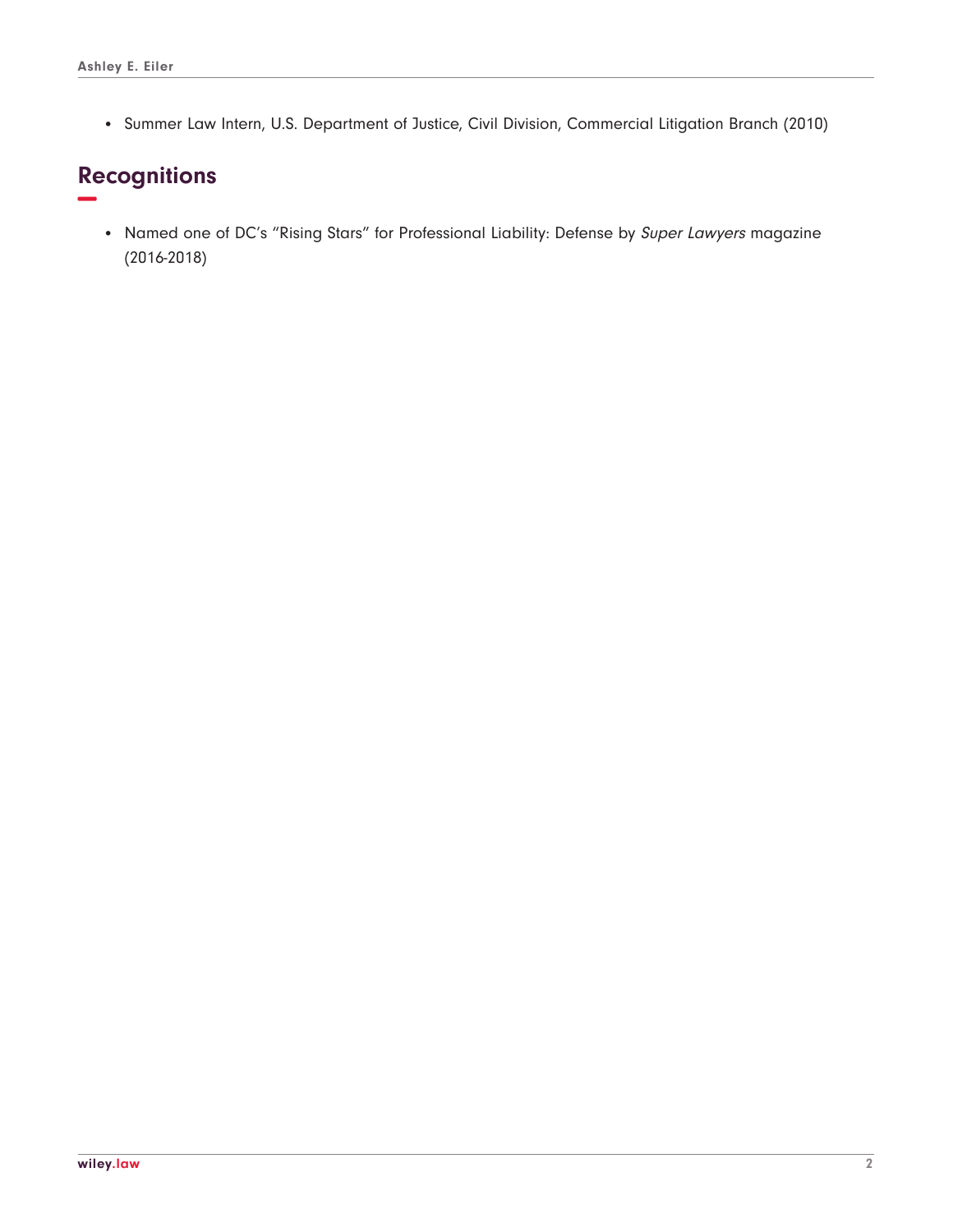- Summer Law Intern, U.S. Department of Justice, Civil Division, Commercial Litigation Branch (2010)

## Recognitions

- Named one of DC's "Rising Stars" for Professional Liability: Defense by *Super Lawyers* magazine (2016-2018)